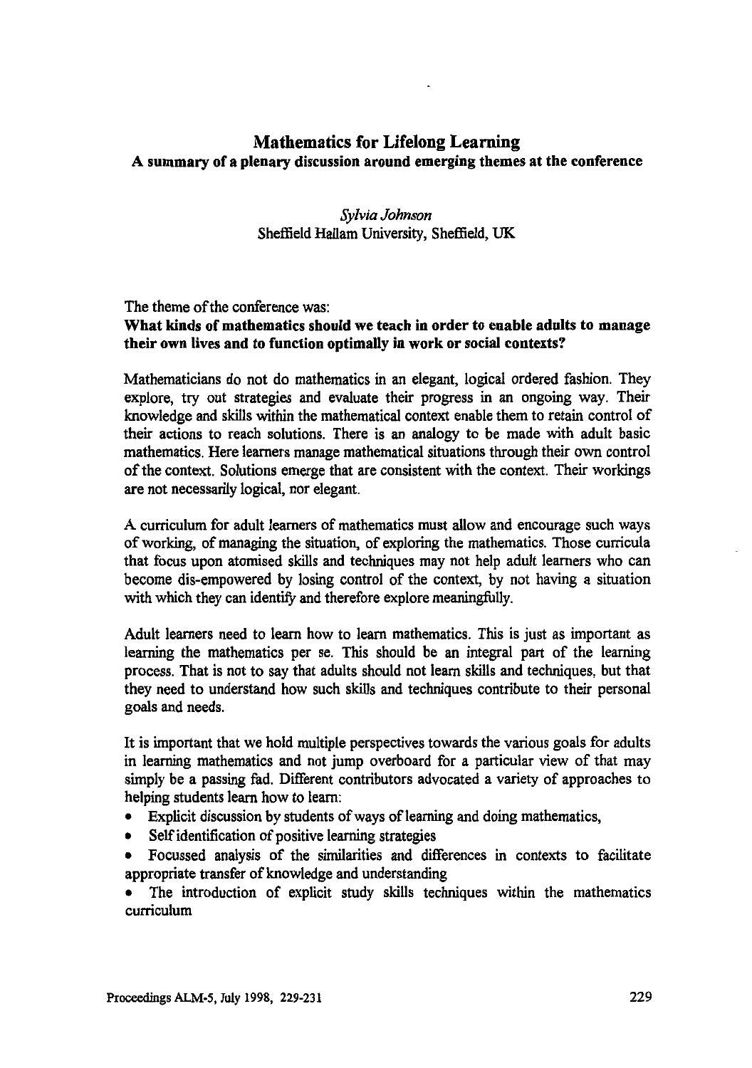# Mathematics for Lifelong Learning

## A summary of a plenary discussion around emerging themes at the conference

*Sylvia Johnson*
Sheffield Hallam University, Sheffield, UK

The theme of the conference was:
**What kinds of mathematics should we teach in order to enable adults to manage their own lives and to function optimally in work or social contexts?**

Mathematicians do not do mathematics in an elegant, logical ordered fashion. They explore, try out strategies and evaluate their progress in an ongoing way. Their knowledge and skills within the mathematical context enable them to retain control of their actions to reach solutions. There is an analogy to be made with adult basic mathematics. Here learners manage mathematical situations through their own control of the context. Solutions emerge that are consistent with the context. Their workings are not necessarily logical, nor elegant.

A curriculum for adult learners of mathematics must allow and encourage such ways of working, of managing the situation, of exploring the mathematics. Those curricula that focus upon atomised skills and techniques may not help adult learners who can become dis-empowered by losing control of the context, by not having a situation with which they can identify and therefore explore meaningfully.

Adult learners need to learn how to learn mathematics. This is just as important as learning the mathematics per se. This should be an integral part of the learning process. That is not to say that adults should not learn skills and techniques, but that they need to understand how such skills and techniques contribute to their personal goals and needs.

It is important that we hold multiple perspectives towards the various goals for adults in learning mathematics and not jump overboard for a particular view of that may simply be a passing fad. Different contributors advocated a variety of approaches to helping students learn how to learn:

- Explicit discussion by students of ways of learning and doing mathematics,
- Self identification of positive learning strategies
- Focussed analysis of the similarities and differences in contexts to facilitate appropriate transfer of knowledge and understanding
- The introduction of explicit study skills techniques within the mathematics curriculum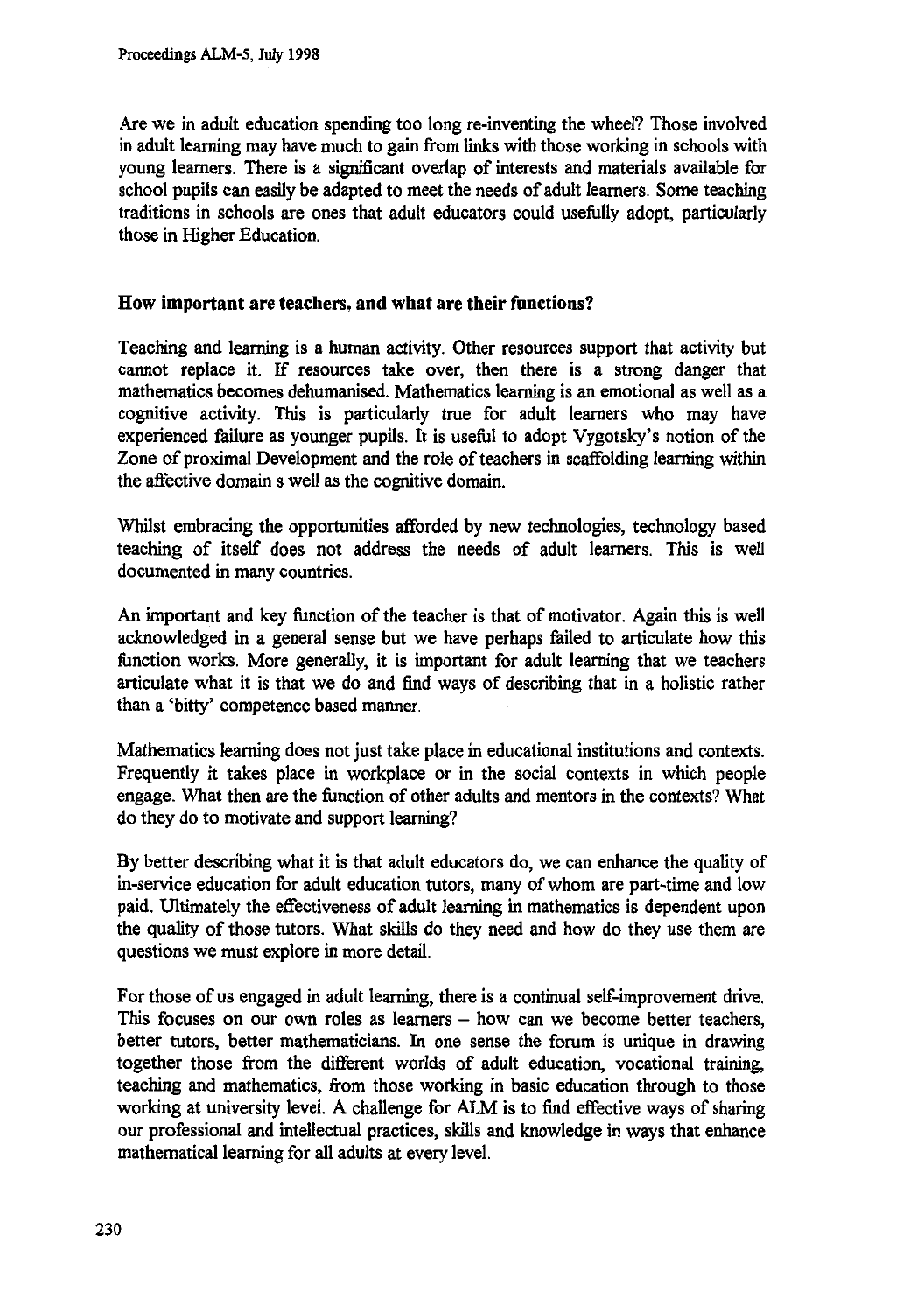Are we in adult education spending too long re-inventing the wheel? Those involved in adult learning may have much to gain from links with those working in schools with young learners. There is a significant overlap of interests and materials available for school pupils can easily be adapted to meet the needs of adult learners. Some teaching traditions in schools are ones that adult educators could usefully adopt, particularly those in Higher Education.

### How important are teachers, and what are their functions?

Teaching and learning is a human activity. Other resources support that activity but cannot replace it. If resources take over, then there is a strong danger that mathematics becomes dehumanised. Mathematics learning is an emotional as well as a cognitive activity. This is particularly true for adult learners who may have experienced failure as younger pupils. It is useful to adopt Vygotsky's notion of the Zone of proximal Development and the role of teachers in scaffolding learning within the affective domain s well as the cognitive domain.

Whilst embracing the opportunities afforded by new technologies, technology based teaching of itself does not address the needs of adult learners. This is well documented in many countries.

An important and key function of the teacher is that of motivator. Again this is well acknowledged in a general sense but we have perhaps failed to articulate how this function works. More generally, it is important for adult learning that we teachers articulate what it is that we do and find ways of describing that in a holistic rather than a 'bitty' competence based manner.

Mathematics learning does not just take place in educational institutions and contexts. Frequently it takes place in workplace or in the social contexts in which people engage. What then are the function of other adults and mentors in the contexts? What do they do to motivate and support learning?

By better describing what it is that adult educators do, we can enhance the quality of in-service education for adult education tutors, many of whom are part-time and low paid. Ultimately the effectiveness of adult learning in mathematics is dependent upon the quality of those tutors. What skills do they need and how do they use them are questions we must explore in more detail.

For those of us engaged in adult learning, there is a continual self-improvement drive. This focuses on our own roles as learners – how can we become better teachers, better tutors, better mathematicians. In one sense the forum is unique in drawing together those from the different worlds of adult education, vocational training, teaching and mathematics, from those working in basic education through to those working at university level. A challenge for ALM is to find effective ways of sharing our professional and intellectual practices, skills and knowledge in ways that enhance mathematical learning for all adults at every level.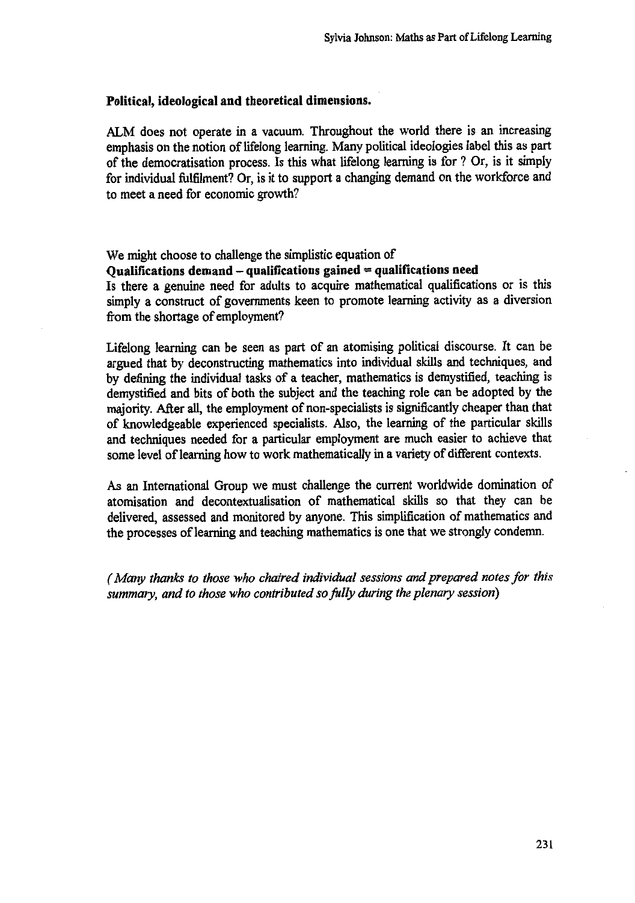### Political, ideological and theoretical dimensions.

ALM does not operate in a vacuum. Throughout the world there is an increasing emphasis on the notion of lifelong learning. Many political ideologies label this as part of the democratisation process. Is this what lifelong learning is for ? Or, is it simply for individual fulfilment? Or, is it to support a changing demand on the workforce and to meet a need for economic growth?

We might choose to challenge the simplistic equation of

**Qualifications demand – qualifications gained = qualifications need**

Is there a genuine need for adults to acquire mathematical qualifications or is this simply a construct of governments keen to promote learning activity as a diversion from the shortage of employment?

Lifelong learning can be seen as part of an atomising political discourse. It can be argued that by deconstructing mathematics into individual skills and techniques, and by defining the individual tasks of a teacher, mathematics is demystified, teaching is demystified and bits of both the subject and the teaching role can be adopted by the majority. After all, the employment of non-specialists is significantly cheaper than that of knowledgeable experienced specialists. Also, the learning of the particular skills and techniques needed for a particular employment are much easier to achieve that some level of learning how to work mathematically in a variety of different contexts.

As an International Group we must challenge the current worldwide domination of atomisation and decontextualisation of mathematical skills so that they can be delivered, assessed and monitored by anyone. This simplification of mathematics and the processes of learning and teaching mathematics is one that we strongly condemn.

*(Many thanks to those who chaired individual sessions and prepared notes for this summary, and to those who contributed so fully during the plenary session)*